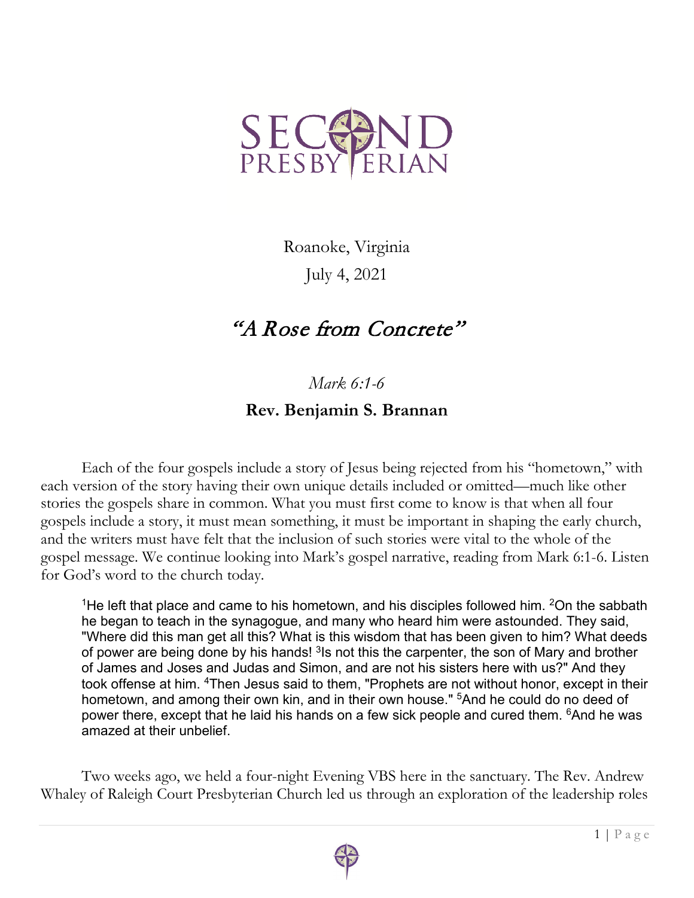SECOND PRESBYTERIAN

Roanoke, Virginia

July 4, 2021

# "A Rose from Concrete"

*Mark 6:1-6*

**Rev. Benjamin S. Brannan**

Each of the four gospels include a story of Jesus being rejected from his "hometown," with each version of the story having their own unique details included or omitted—much like other stories the gospels share in common. What you must first come to know is that when all four gospels include a story, it must mean something, it must be important in shaping the early church, and the writers must have felt that the inclusion of such stories were vital to the whole of the gospel message. We continue looking into Mark's gospel narrative, reading from Mark 6:1-6. Listen for God's word to the church today.

> [1]He left that place and came to his hometown, and his disciples followed him. [2]On the sabbath he began to teach in the synagogue, and many who heard him were astounded. They said, "Where did this man get all this? What is this wisdom that has been given to him? What deeds of power are being done by his hands! [3]Is not this the carpenter, the son of Mary and brother of James and Joses and Judas and Simon, and are not his sisters here with us?" And they took offense at him. [4]Then Jesus said to them, "Prophets are not without honor, except in their hometown, and among their own kin, and in their own house." [5]And he could do no deed of power there, except that he laid his hands on a few sick people and cured them. [6]And he was amazed at their unbelief.

Two weeks ago, we held a four-night Evening VBS here in the sanctuary. The Rev. Andrew Whaley of Raleigh Court Presbyterian Church led us through an exploration of the leadership roles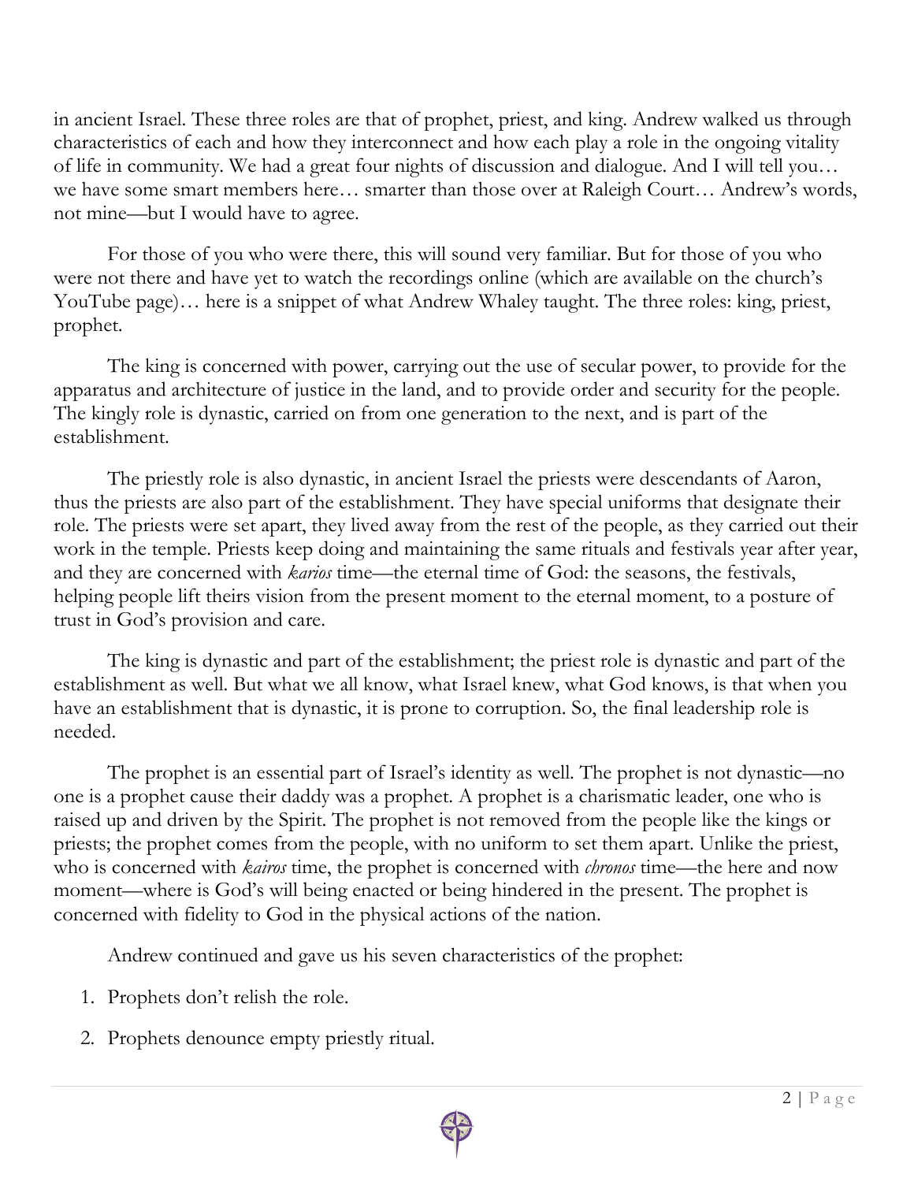in ancient Israel. These three roles are that of prophet, priest, and king. Andrew walked us through characteristics of each and how they interconnect and how each play a role in the ongoing vitality of life in community. We had a great four nights of discussion and dialogue. And I will tell you… we have some smart members here… smarter than those over at Raleigh Court… Andrew's words, not mine—but I would have to agree.

For those of you who were there, this will sound very familiar. But for those of you who were not there and have yet to watch the recordings online (which are available on the church's YouTube page)… here is a snippet of what Andrew Whaley taught. The three roles: king, priest, prophet.

The king is concerned with power, carrying out the use of secular power, to provide for the apparatus and architecture of justice in the land, and to provide order and security for the people. The kingly role is dynastic, carried on from one generation to the next, and is part of the establishment.

The priestly role is also dynastic, in ancient Israel the priests were descendants of Aaron, thus the priests are also part of the establishment. They have special uniforms that designate their role. The priests were set apart, they lived away from the rest of the people, as they carried out their work in the temple. Priests keep doing and maintaining the same rituals and festivals year after year, and they are concerned with *karios* time—the eternal time of God: the seasons, the festivals, helping people lift theirs vision from the present moment to the eternal moment, to a posture of trust in God's provision and care.

The king is dynastic and part of the establishment; the priest role is dynastic and part of the establishment as well. But what we all know, what Israel knew, what God knows, is that when you have an establishment that is dynastic, it is prone to corruption. So, the final leadership role is needed.

The prophet is an essential part of Israel's identity as well. The prophet is not dynastic—no one is a prophet cause their daddy was a prophet. A prophet is a charismatic leader, one who is raised up and driven by the Spirit. The prophet is not removed from the people like the kings or priests; the prophet comes from the people, with no uniform to set them apart. Unlike the priest, who is concerned with *kairos* time, the prophet is concerned with *chronos* time—the here and now moment—where is God's will being enacted or being hindered in the present. The prophet is concerned with fidelity to God in the physical actions of the nation.

Andrew continued and gave us his seven characteristics of the prophet:

1. Prophets don't relish the role.
2. Prophets denounce empty priestly ritual.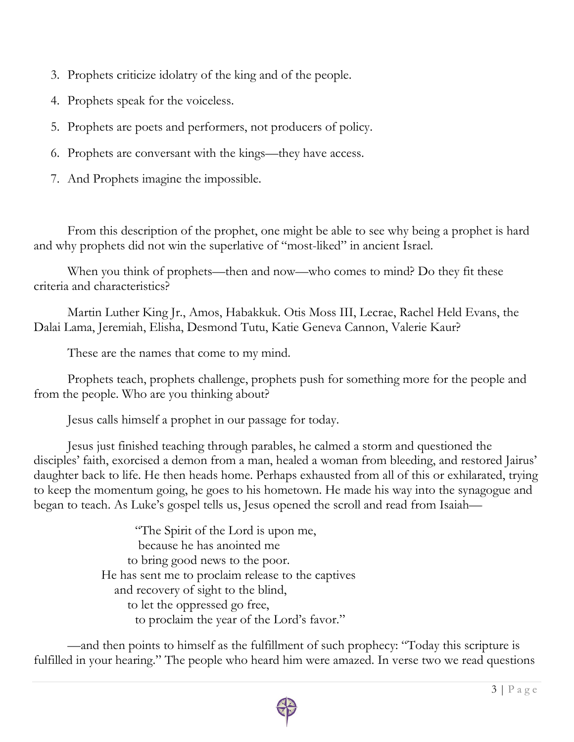3. Prophets criticize idolatry of the king and of the people.
4. Prophets speak for the voiceless.
5. Prophets are poets and performers, not producers of policy.
6. Prophets are conversant with the kings—they have access.
7. And Prophets imagine the impossible.

From this description of the prophet, one might be able to see why being a prophet is hard and why prophets did not win the superlative of "most-liked" in ancient Israel.

When you think of prophets—then and now—who comes to mind? Do they fit these criteria and characteristics?

Martin Luther King Jr., Amos, Habakkuk. Otis Moss III, Lecrae, Rachel Held Evans, the Dalai Lama, Jeremiah, Elisha, Desmond Tutu, Katie Geneva Cannon, Valerie Kaur?

These are the names that come to my mind.

Prophets teach, prophets challenge, prophets push for something more for the people and from the people. Who are you thinking about?

Jesus calls himself a prophet in our passage for today.

Jesus just finished teaching through parables, he calmed a storm and questioned the disciples' faith, exorcised a demon from a man, healed a woman from bleeding, and restored Jairus' daughter back to life. He then heads home. Perhaps exhausted from all of this or exhilarated, trying to keep the momentum going, he goes to his hometown. He made his way into the synagogue and began to teach. As Luke's gospel tells us, Jesus opened the scroll and read from Isaiah—

> "The Spirit of the Lord is upon me,
> because he has anointed me
> to bring good news to the poor.
> He has sent me to proclaim release to the captives
> and recovery of sight to the blind,
> to let the oppressed go free,
> to proclaim the year of the Lord's favor."

—and then points to himself as the fulfillment of such prophecy: "Today this scripture is fulfilled in your hearing." The people who heard him were amazed. In verse two we read questions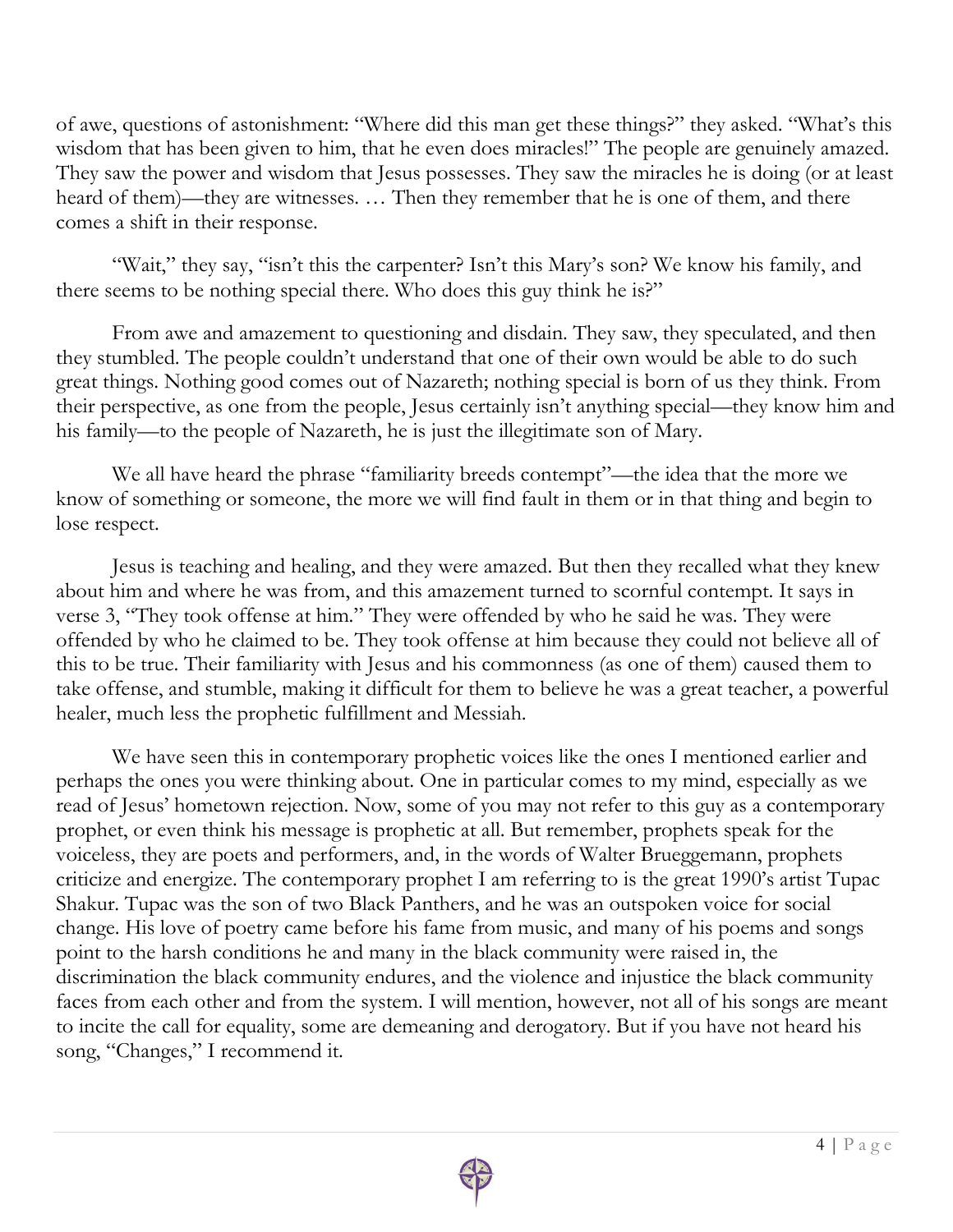of awe, questions of astonishment: "Where did this man get these things?" they asked. "What's this wisdom that has been given to him, that he even does miracles!" The people are genuinely amazed. They saw the power and wisdom that Jesus possesses. They saw the miracles he is doing (or at least heard of them)—they are witnesses. … Then they remember that he is one of them, and there comes a shift in their response.

"Wait," they say, "isn't this the carpenter? Isn't this Mary's son? We know his family, and there seems to be nothing special there. Who does this guy think he is?"

From awe and amazement to questioning and disdain. They saw, they speculated, and then they stumbled. The people couldn't understand that one of their own would be able to do such great things. Nothing good comes out of Nazareth; nothing special is born of us they think. From their perspective, as one from the people, Jesus certainly isn't anything special—they know him and his family—to the people of Nazareth, he is just the illegitimate son of Mary.

We all have heard the phrase "familiarity breeds contempt"—the idea that the more we know of something or someone, the more we will find fault in them or in that thing and begin to lose respect.

Jesus is teaching and healing, and they were amazed. But then they recalled what they knew about him and where he was from, and this amazement turned to scornful contempt. It says in verse 3, "They took offense at him." They were offended by who he said he was. They were offended by who he claimed to be. They took offense at him because they could not believe all of this to be true. Their familiarity with Jesus and his commonness (as one of them) caused them to take offense, and stumble, making it difficult for them to believe he was a great teacher, a powerful healer, much less the prophetic fulfillment and Messiah.

We have seen this in contemporary prophetic voices like the ones I mentioned earlier and perhaps the ones you were thinking about. One in particular comes to my mind, especially as we read of Jesus' hometown rejection. Now, some of you may not refer to this guy as a contemporary prophet, or even think his message is prophetic at all. But remember, prophets speak for the voiceless, they are poets and performers, and, in the words of Walter Brueggemann, prophets criticize and energize. The contemporary prophet I am referring to is the great 1990's artist Tupac Shakur. Tupac was the son of two Black Panthers, and he was an outspoken voice for social change. His love of poetry came before his fame from music, and many of his poems and songs point to the harsh conditions he and many in the black community were raised in, the discrimination the black community endures, and the violence and injustice the black community faces from each other and from the system. I will mention, however, not all of his songs are meant to incite the call for equality, some are demeaning and derogatory. But if you have not heard his song, "Changes," I recommend it.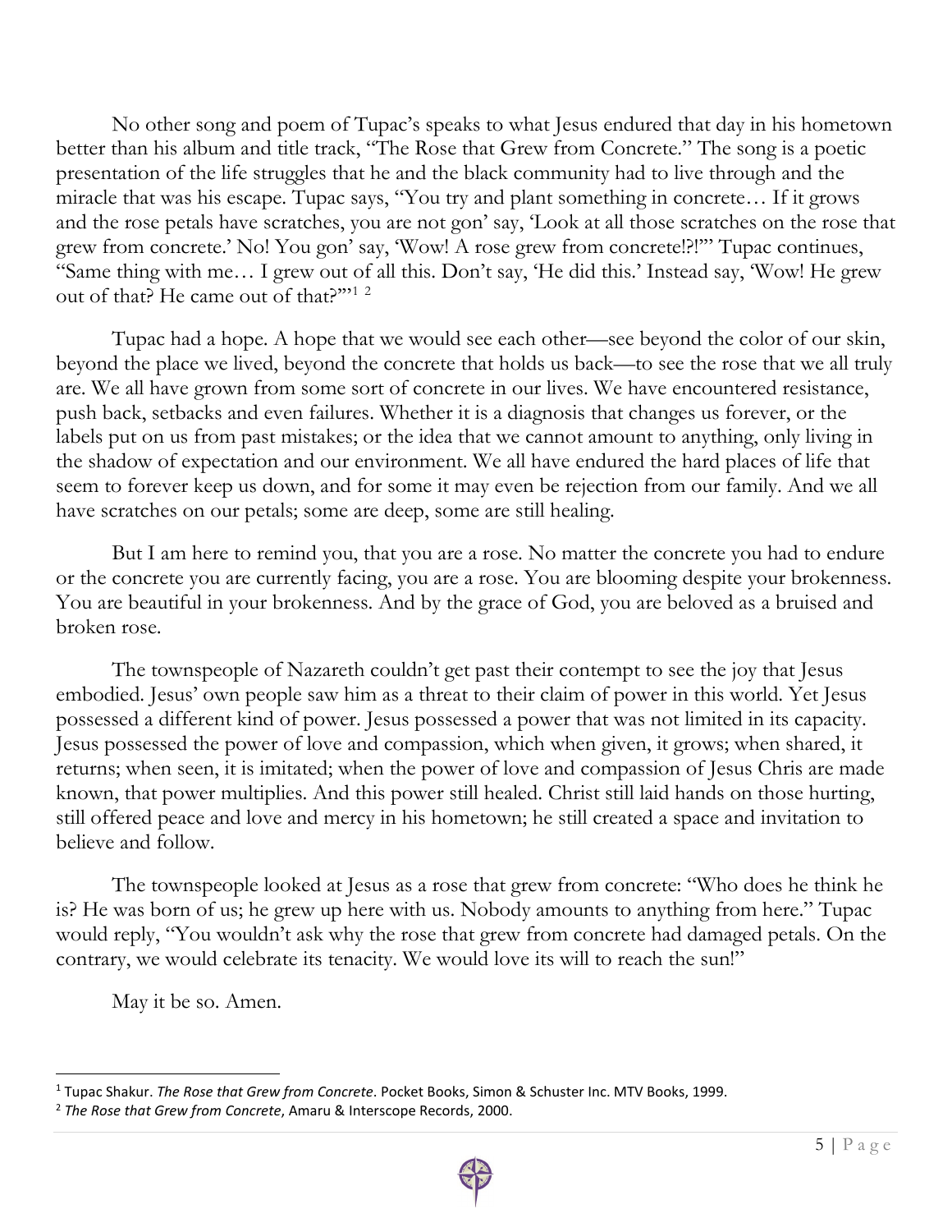No other song and poem of Tupac's speaks to what Jesus endured that day in his hometown better than his album and title track, "The Rose that Grew from Concrete." The song is a poetic presentation of the life struggles that he and the black community had to live through and the miracle that was his escape. Tupac says, "You try and plant something in concrete… If it grows and the rose petals have scratches, you are not gon' say, 'Look at all those scratches on the rose that grew from concrete.' No! You gon' say, 'Wow! A rose grew from concrete!?!'" Tupac continues, "Same thing with me… I grew out of all this. Don't say, 'He did this.' Instead say, 'Wow! He grew out of that? He came out of that?'"[1] [2]

Tupac had a hope. A hope that we would see each other—see beyond the color of our skin, beyond the place we lived, beyond the concrete that holds us back—to see the rose that we all truly are. We all have grown from some sort of concrete in our lives. We have encountered resistance, push back, setbacks and even failures. Whether it is a diagnosis that changes us forever, or the labels put on us from past mistakes; or the idea that we cannot amount to anything, only living in the shadow of expectation and our environment. We all have endured the hard places of life that seem to forever keep us down, and for some it may even be rejection from our family. And we all have scratches on our petals; some are deep, some are still healing.

But I am here to remind you, that you are a rose. No matter the concrete you had to endure or the concrete you are currently facing, you are a rose. You are blooming despite your brokenness. You are beautiful in your brokenness. And by the grace of God, you are beloved as a bruised and broken rose.

The townspeople of Nazareth couldn't get past their contempt to see the joy that Jesus embodied. Jesus' own people saw him as a threat to their claim of power in this world. Yet Jesus possessed a different kind of power. Jesus possessed a power that was not limited in its capacity. Jesus possessed the power of love and compassion, which when given, it grows; when shared, it returns; when seen, it is imitated; when the power of love and compassion of Jesus Chris are made known, that power multiplies. And this power still healed. Christ still laid hands on those hurting, still offered peace and love and mercy in his hometown; he still created a space and invitation to believe and follow.

The townspeople looked at Jesus as a rose that grew from concrete: "Who does he think he is? He was born of us; he grew up here with us. Nobody amounts to anything from here." Tupac would reply, "You wouldn't ask why the rose that grew from concrete had damaged petals. On the contrary, we would celebrate its tenacity. We would love its will to reach the sun!"

May it be so. Amen.

---

[1] Tupac Shakur. *The Rose that Grew from Concrete*. Pocket Books, Simon & Schuster Inc. MTV Books, 1999.

[2] *The Rose that Grew from Concrete*, Amaru & Interscope Records, 2000.